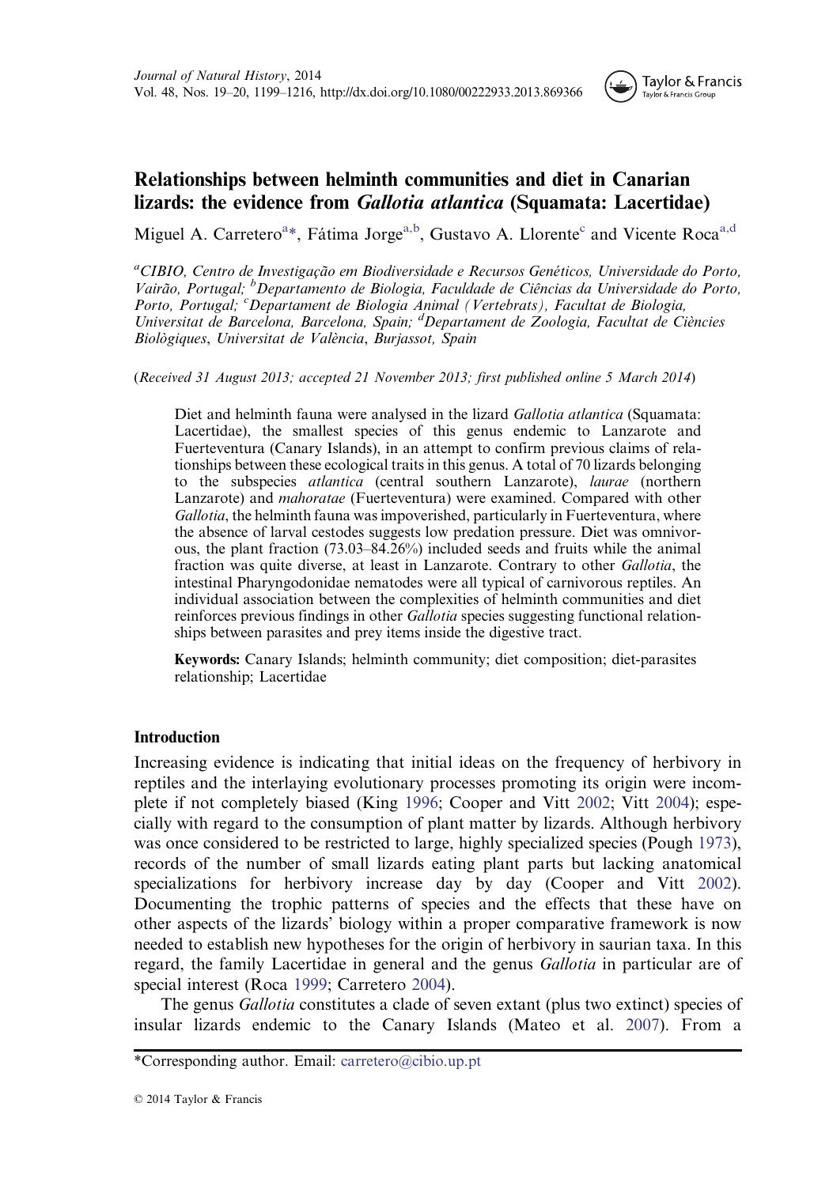# Relationships between helminth communities and diet in Canarian lizards: the evidence from *Gallotia atlantica* (Squamata: Lacertidae)

Miguel A. Carretero[a]*, Fátima Jorge[a,b], Gustavo A. Llorente[c] and Vicente Roca[a,d]

[a]*CIBIO, Centro de Investigação em Biodiversidade e Recursos Genéticos, Universidade do Porto, Vairão, Portugal;* [b]*Departamento de Biologia, Faculdade de Ciências da Universidade do Porto, Porto, Portugal;* [c]*Departament de Biologia Animal (Vertebrats), Facultat de Biologia, Universitat de Barcelona, Barcelona, Spain;* [d]*Departament de Zoologia, Facultat de Ciències Biològiques, Universitat de València, Burjassot, Spain*

(*Received 31 August 2013; accepted 21 November 2013; first published online 5 March 2014*)

Diet and helminth fauna were analysed in the lizard *Gallotia atlantica* (Squamata: Lacertidae), the smallest species of this genus endemic to Lanzarote and Fuerteventura (Canary Islands), in an attempt to confirm previous claims of relationships between these ecological traits in this genus. A total of 70 lizards belonging to the subspecies *atlantica* (central southern Lanzarote), *laurae* (northern Lanzarote) and *mahoratae* (Fuerteventura) were examined. Compared with other *Gallotia*, the helminth fauna was impoverished, particularly in Fuerteventura, where the absence of larval cestodes suggests low predation pressure. Diet was omnivorous, the plant fraction (73.03–84.26%) included seeds and fruits while the animal fraction was quite diverse, at least in Lanzarote. Contrary to other *Gallotia*, the intestinal Pharyngodonidae nematodes were all typical of carnivorous reptiles. An individual association between the complexities of helminth communities and diet reinforces previous findings in other *Gallotia* species suggesting functional relationships between parasites and prey items inside the digestive tract.

**Keywords:** Canary Islands; helminth community; diet composition; diet-parasites relationship; Lacertidae

## Introduction

Increasing evidence is indicating that initial ideas on the frequency of herbivory in reptiles and the interlaying evolutionary processes promoting its origin were incomplete if not completely biased (King 1996; Cooper and Vitt 2002; Vitt 2004); especially with regard to the consumption of plant matter by lizards. Although herbivory was once considered to be restricted to large, highly specialized species (Pough 1973), records of the number of small lizards eating plant parts but lacking anatomical specializations for herbivory increase day by day (Cooper and Vitt 2002). Documenting the trophic patterns of species and the effects that these have on other aspects of the lizards' biology within a proper comparative framework is now needed to establish new hypotheses for the origin of herbivory in saurian taxa. In this regard, the family Lacertidae in general and the genus *Gallotia* in particular are of special interest (Roca 1999; Carretero 2004).

The genus *Gallotia* constitutes a clade of seven extant (plus two extinct) species of insular lizards endemic to the Canary Islands (Mateo et al. 2007). From a

*Corresponding author. Email: carretero@cibio.up.pt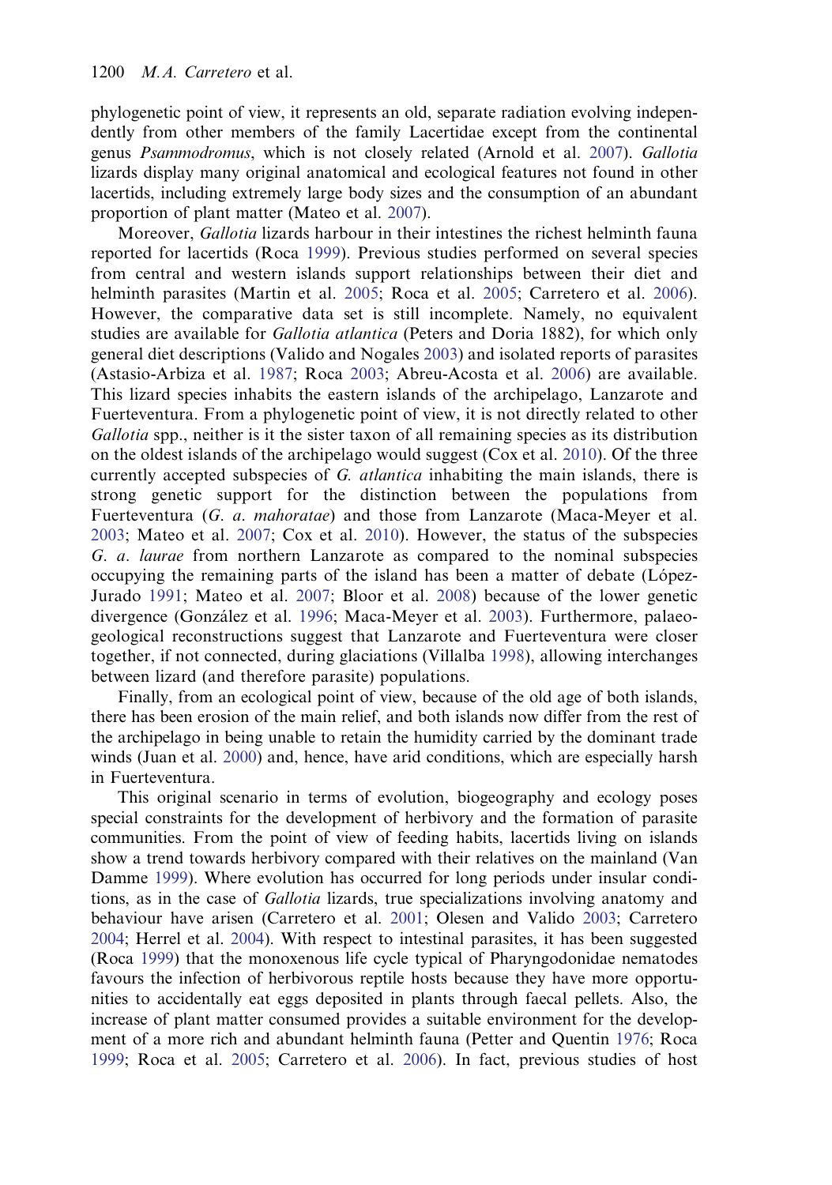phylogenetic point of view, it represents an old, separate radiation evolving independently from other members of the family Lacertidae except from the continental genus *Psammodromus*, which is not closely related (Arnold et al. 2007). *Gallotia* lizards display many original anatomical and ecological features not found in other lacertids, including extremely large body sizes and the consumption of an abundant proportion of plant matter (Mateo et al. 2007).

Moreover, *Gallotia* lizards harbour in their intestines the richest helminth fauna reported for lacertids (Roca 1999). Previous studies performed on several species from central and western islands support relationships between their diet and helminth parasites (Martin et al. 2005; Roca et al. 2005; Carretero et al. 2006). However, the comparative data set is still incomplete. Namely, no equivalent studies are available for *Gallotia atlantica* (Peters and Doria 1882), for which only general diet descriptions (Valido and Nogales 2003) and isolated reports of parasites (Astasio-Arbiza et al. 1987; Roca 2003; Abreu-Acosta et al. 2006) are available. This lizard species inhabits the eastern islands of the archipelago, Lanzarote and Fuerteventura. From a phylogenetic point of view, it is not directly related to other *Gallotia* spp., neither is it the sister taxon of all remaining species as its distribution on the oldest islands of the archipelago would suggest (Cox et al. 2010). Of the three currently accepted subspecies of *G. atlantica* inhabiting the main islands, there is strong genetic support for the distinction between the populations from Fuerteventura (*G. a. mahoratae*) and those from Lanzarote (Maca-Meyer et al. 2003; Mateo et al. 2007; Cox et al. 2010). However, the status of the subspecies *G. a. laurae* from northern Lanzarote as compared to the nominal subspecies occupying the remaining parts of the island has been a matter of debate (López-Jurado 1991; Mateo et al. 2007; Bloor et al. 2008) because of the lower genetic divergence (González et al. 1996; Maca-Meyer et al. 2003). Furthermore, palaeogeological reconstructions suggest that Lanzarote and Fuerteventura were closer together, if not connected, during glaciations (Villalba 1998), allowing interchanges between lizard (and therefore parasite) populations.

Finally, from an ecological point of view, because of the old age of both islands, there has been erosion of the main relief, and both islands now differ from the rest of the archipelago in being unable to retain the humidity carried by the dominant trade winds (Juan et al. 2000) and, hence, have arid conditions, which are especially harsh in Fuerteventura.

This original scenario in terms of evolution, biogeography and ecology poses special constraints for the development of herbivory and the formation of parasite communities. From the point of view of feeding habits, lacertids living on islands show a trend towards herbivory compared with their relatives on the mainland (Van Damme 1999). Where evolution has occurred for long periods under insular conditions, as in the case of *Gallotia* lizards, true specializations involving anatomy and behaviour have arisen (Carretero et al. 2001; Olesen and Valido 2003; Carretero 2004; Herrel et al. 2004). With respect to intestinal parasites, it has been suggested (Roca 1999) that the monoxenous life cycle typical of Pharyngodonidae nematodes favours the infection of herbivorous reptile hosts because they have more opportunities to accidentally eat eggs deposited in plants through faecal pellets. Also, the increase of plant matter consumed provides a suitable environment for the development of a more rich and abundant helminth fauna (Petter and Quentin 1976; Roca 1999; Roca et al. 2005; Carretero et al. 2006). In fact, previous studies of host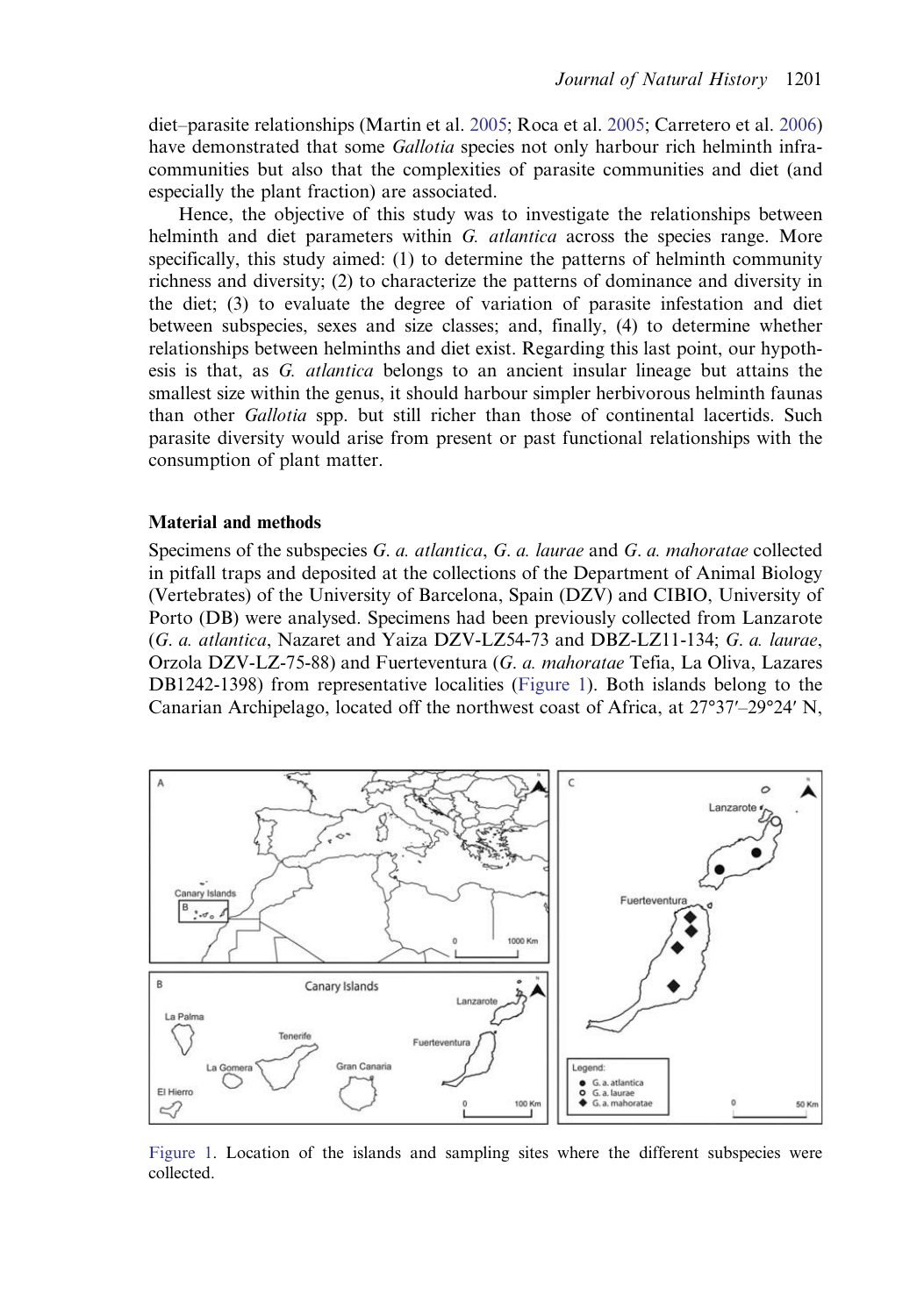diet–parasite relationships (Martin et al. 2005; Roca et al. 2005; Carretero et al. 2006) have demonstrated that some *Gallotia* species not only harbour rich helminth infra-communities but also that the complexities of parasite communities and diet (and especially the plant fraction) are associated.

Hence, the objective of this study was to investigate the relationships between helminth and diet parameters within *G. atlantica* across the species range. More specifically, this study aimed: (1) to determine the patterns of helminth community richness and diversity; (2) to characterize the patterns of dominance and diversity in the diet; (3) to evaluate the degree of variation of parasite infestation and diet between subspecies, sexes and size classes; and, finally, (4) to determine whether relationships between helminths and diet exist. Regarding this last point, our hypothesis is that, as *G. atlantica* belongs to an ancient insular lineage but attains the smallest size within the genus, it should harbour simpler herbivorous helminth faunas than other *Gallotia* spp. but still richer than those of continental lacertids. Such parasite diversity would arise from present or past functional relationships with the consumption of plant matter.

## Material and methods

Specimens of the subspecies *G. a. atlantica*, *G. a. laurae* and *G. a. mahoratae* collected in pitfall traps and deposited at the collections of the Department of Animal Biology (Vertebrates) of the University of Barcelona, Spain (DZV) and CIBIO, University of Porto (DB) were analysed. Specimens had been previously collected from Lanzarote (*G. a. atlantica*, Nazaret and Yaiza DZV-LZ54-73 and DBZ-LZ11-134; *G. a. laurae*, Orzola DZV-LZ-75-88) and Fuerteventura (*G. a. mahoratae* Tefia, La Oliva, Lazares DB1242-1398) from representative localities (Figure 1). Both islands belong to the Canarian Archipelago, located off the northwest coast of Africa, at 27°37′–29°24′ N,

Figure 1. Location of the islands and sampling sites where the different subspecies were collected.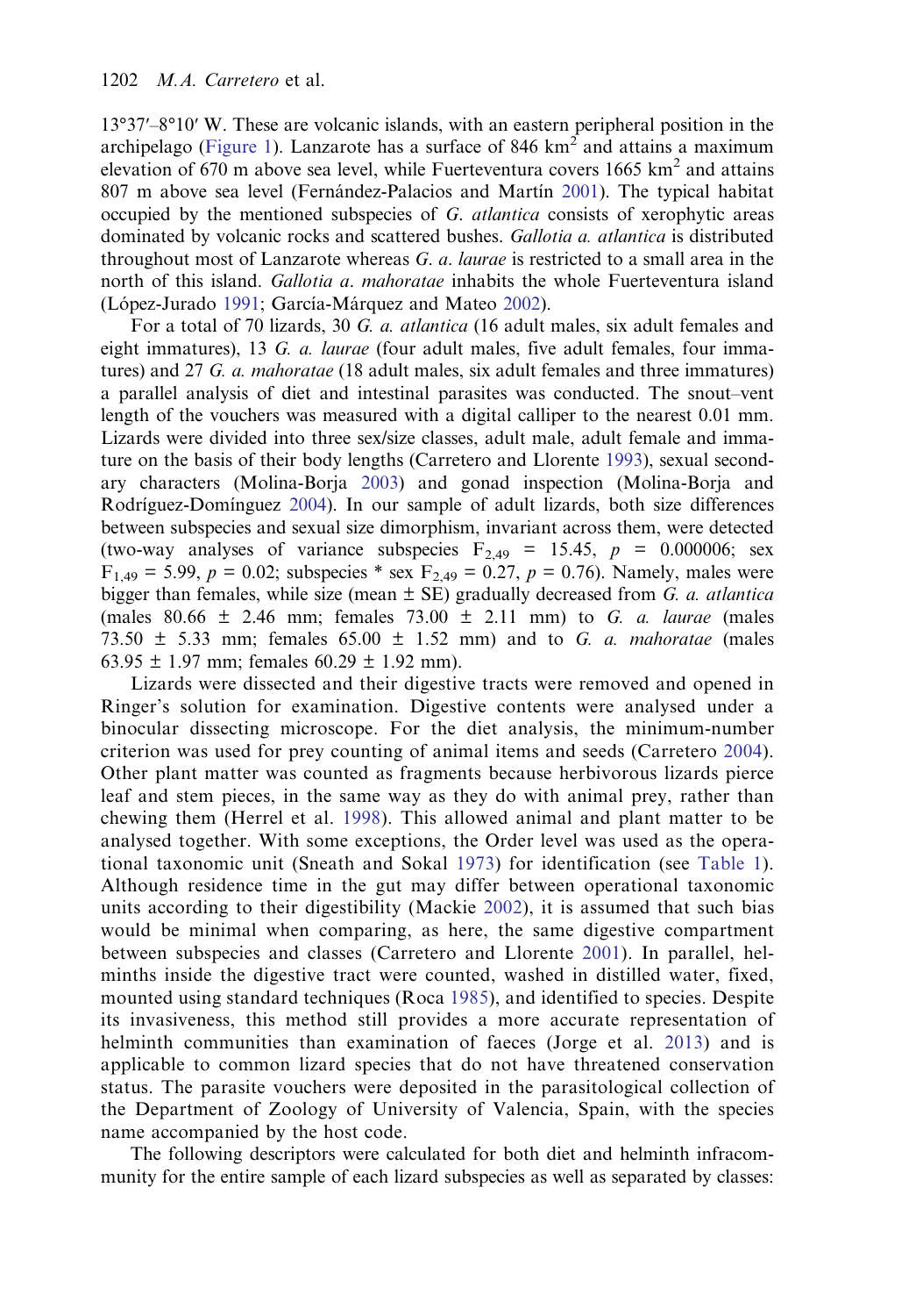13°37′–8°10′ W. These are volcanic islands, with an eastern peripheral position in the archipelago (Figure 1). Lanzarote has a surface of 846 $km^2$ and attains a maximum elevation of 670 m above sea level, while Fuerteventura covers 1665 $km^2$ and attains 807 m above sea level (Fernández-Palacios and Martín 2001). The typical habitat occupied by the mentioned subspecies of *G. atlantica* consists of xerophytic areas dominated by volcanic rocks and scattered bushes. *Gallotia a. atlantica* is distributed throughout most of Lanzarote whereas *G. a. laurae* is restricted to a small area in the north of this island. *Gallotia a. mahoratae* inhabits the whole Fuerteventura island (López-Jurado 1991; García-Márquez and Mateo 2002).

For a total of 70 lizards, 30 *G. a. atlantica* (16 adult males, six adult females and eight immatures), 13 *G. a. laurae* (four adult males, five adult females, four immatures) and 27 *G. a. mahoratae* (18 adult males, six adult females and three immatures) a parallel analysis of diet and intestinal parasites was conducted. The snout–vent length of the vouchers was measured with a digital calliper to the nearest 0.01 mm. Lizards were divided into three sex/size classes, adult male, adult female and immature on the basis of their body lengths (Carretero and Llorente 1993), sexual secondary characters (Molina-Borja 2003) and gonad inspection (Molina-Borja and Rodríguez-Domínguez 2004). In our sample of adult lizards, both size differences between subspecies and sexual size dimorphism, invariant across them, were detected (two-way analyses of variance subspecies $F_{2,49}$ = 15.45, $p$ = 0.000006; sex $F_{1,49}$ = 5.99, $p$ = 0.02; subspecies * sex $F_{2,49}$ = 0.27, $p$ = 0.76). Namely, males were bigger than females, while size (mean ± SE) gradually decreased from *G. a. atlantica* (males 80.66 ± 2.46 mm; females 73.00 ± 2.11 mm) to *G. a. laurae* (males 73.50 ± 5.33 mm; females 65.00 ± 1.52 mm) and to *G. a. mahoratae* (males 63.95 ± 1.97 mm; females 60.29 ± 1.92 mm).

Lizards were dissected and their digestive tracts were removed and opened in Ringer's solution for examination. Digestive contents were analysed under a binocular dissecting microscope. For the diet analysis, the minimum-number criterion was used for prey counting of animal items and seeds (Carretero 2004). Other plant matter was counted as fragments because herbivorous lizards pierce leaf and stem pieces, in the same way as they do with animal prey, rather than chewing them (Herrel et al. 1998). This allowed animal and plant matter to be analysed together. With some exceptions, the Order level was used as the operational taxonomic unit (Sneath and Sokal 1973) for identification (see Table 1). Although residence time in the gut may differ between operational taxonomic units according to their digestibility (Mackie 2002), it is assumed that such bias would be minimal when comparing, as here, the same digestive compartment between subspecies and classes (Carretero and Llorente 2001). In parallel, helminths inside the digestive tract were counted, washed in distilled water, fixed, mounted using standard techniques (Roca 1985), and identified to species. Despite its invasiveness, this method still provides a more accurate representation of helminth communities than examination of faeces (Jorge et al. 2013) and is applicable to common lizard species that do not have threatened conservation status. The parasite vouchers were deposited in the parasitological collection of the Department of Zoology of University of Valencia, Spain, with the species name accompanied by the host code.

The following descriptors were calculated for both diet and helminth infracommunity for the entire sample of each lizard subspecies as well as separated by classes: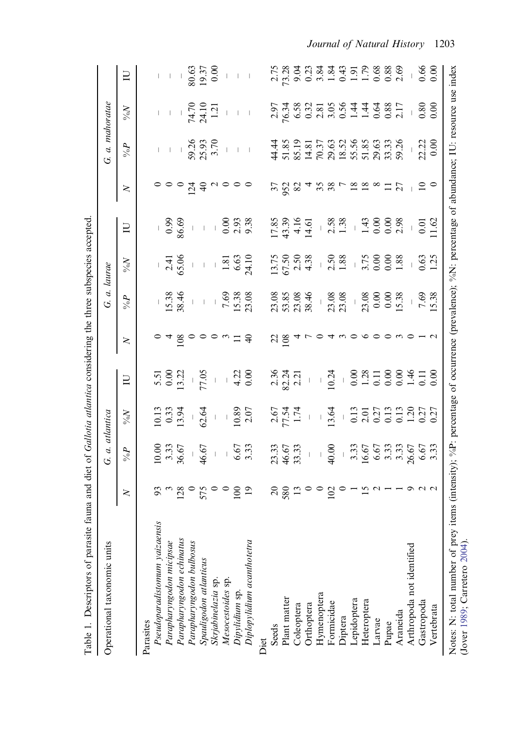Table 1. Descriptors of parasite fauna and diet of *Gallotia atlantica* considering the three subspecies accepted.

| Operational taxonomic units | *G. a. atlantica* | | | | *G. a. laurae* | | | | *G. a. mahoratae* | | | |
|---|---|---|---|---|---|---|---|---|---|---|---|---|
| | *N* | %*P* | %*N* | IU | *N* | %*P* | %*N* | IU | *N* | %*P* | %*N* | IU |
| Parasites | | | | | | | | | | | | |
| *Pseudoparadistomum yaizaensis* | 93 | 10.00 | 10.13 | 5.51 | 0 | – | – | – | 0 | – | – | – |
| *Parapharyngodon micipsae* | 3 | 3.33 | 0.33 | 0.00 | 4 | 15.38 | 2.41 | 0.99 | 0 | – | – | – |
| *Parapharyngodon echinatus* | 128 | 36.67 | 13.94 | 13.22 | 108 | 38.46 | 65.06 | 86.69 | 0 | – | – | – |
| *Parapharyngodon bulbosus* | 0 | – | – | – | 0 | – | – | – | 124 | 59.26 | 74.70 | 80.63 |
| *Spauligodon atlanticus* | 575 | 46.67 | 62.64 | 77.05 | 0 | – | – | – | 40 | 25.93 | 24.10 | 19.37 |
| *Skrjabinelazia* sp. | 0 | – | – | – | 0 | – | – | – | 2 | 3.70 | 1.21 | 0.00 |
| *Mesocestoides* sp. | 0 | – | – | – | 3 | 7.69 | 1.81 | 0.00 | 0 | – | – | – |
| *Dipylidium* sp. | 100 | 6.67 | 10.89 | 4.22 | 11 | 15.38 | 6.63 | 2.93 | 0 | – | – | – |
| *Diplopylidium acanthotetra* | 19 | 3.33 | 2.07 | 0.00 | 40 | 23.08 | 24.10 | 9.38 | 0 | – | – | – |
| Diet | | | | | | | | | | | | |
| Seeds | 20 | 23.33 | 2.67 | 2.36 | 22 | 23.08 | 13.75 | 17.85 | 37 | 44.44 | 2.97 | 2.75 |
| Plant matter | 580 | 46.67 | 77.54 | 82.24 | 108 | 53.85 | 67.50 | 43.39 | 952 | 51.85 | 76.34 | 73.28 |
| Coleoptera | 13 | 33.33 | 1.74 | 2.21 | 4 | 23.08 | 2.50 | 4.16 | 82 | 85.19 | 6.58 | 9.04 |
| Orthoptera | 0 | – | – | – | 7 | 38.46 | 4.38 | 14.61 | 4 | 14.81 | 0.32 | 0.23 |
| Hymenoptera | 0 | – | – | – | 0 | – | – | – | 35 | 70.37 | 2.81 | 3.84 |
| Formicidae | 102 | 40.00 | 13.64 | 10.24 | 4 | 23.08 | 2.50 | 2.58 | 38 | 29.63 | 3.05 | 1.84 |
| Diptera | 0 | – | – | – | 3 | 23.08 | 1.88 | 1.38 | 7 | 18.52 | 0.56 | 0.43 |
| Lepidoptera | 1 | 3.33 | 0.13 | 0.00 | 0 | – | – | – | 18 | 55.56 | 1.44 | 1.91 |
| Heteroptera | 15 | 16.67 | 2.01 | 1.28 | 6 | 23.08 | 3.75 | 1.43 | 18 | 51.85 | 1.44 | 1.79 |
| Larvae | 2 | 6.67 | 0.27 | 0.11 | 0 | 0.00 | 0.00 | 0.00 | 8 | 29.63 | 0.64 | 0.68 |
| Pupae | 1 | 3.33 | 0.13 | 0.00 | 0 | 0.00 | 0.00 | 0.00 | 11 | 33.33 | 0.88 | 0.88 |
| Araneida | 1 | 3.33 | 0.13 | 0.00 | 3 | 15.38 | 1.88 | 2.98 | 27 | 59.26 | 2.17 | 2.69 |
| Arthropoda not identified | 9 | 26.67 | 1.20 | 1.46 | 0 | – | – | – | – | – | – | – |
| Gastropoda | 2 | 6.67 | 0.27 | 0.11 | 1 | 7.69 | 0.63 | 0.01 | 10 | 22.22 | 0.80 | 0.66 |
| Vertebrata | 2 | 3.33 | 0.27 | 0.00 | 2 | 15.38 | 1.25 | 11.62 | 0 | 0.00 | 0.00 | 0.00 |

Notes: N: total number of prey items (intensity); %P: percentage of occurrence (prevalence); %N: percentage of abundance; IU: resource use index (Jover 1989; Carretero 2004).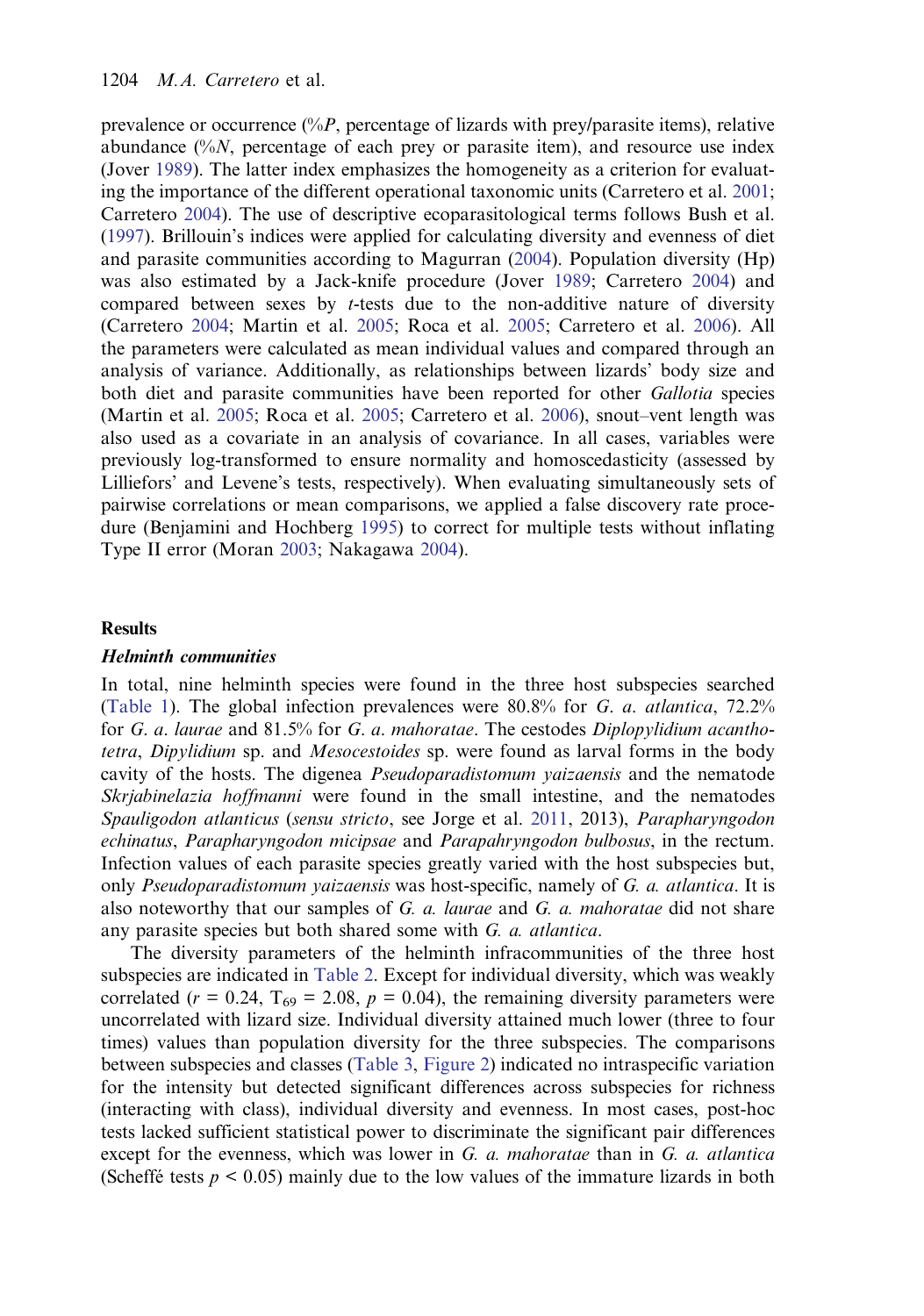prevalence or occurrence (%*P*, percentage of lizards with prey/parasite items), relative abundance (%*N*, percentage of each prey or parasite item), and resource use index (Jover 1989). The latter index emphasizes the homogeneity as a criterion for evaluating the importance of the different operational taxonomic units (Carretero et al. 2001; Carretero 2004). The use of descriptive ecoparasitological terms follows Bush et al. (1997). Brillouin's indices were applied for calculating diversity and evenness of diet and parasite communities according to Magurran (2004). Population diversity (Hp) was also estimated by a Jack-knife procedure (Jover 1989; Carretero 2004) and compared between sexes by *t*-tests due to the non-additive nature of diversity (Carretero 2004; Martin et al. 2005; Roca et al. 2005; Carretero et al. 2006). All the parameters were calculated as mean individual values and compared through an analysis of variance. Additionally, as relationships between lizards' body size and both diet and parasite communities have been reported for other *Gallotia* species (Martin et al. 2005; Roca et al. 2005; Carretero et al. 2006), snout–vent length was also used as a covariate in an analysis of covariance. In all cases, variables were previously log-transformed to ensure normality and homoscedasticity (assessed by Lilliefors' and Levene's tests, respectively). When evaluating simultaneously sets of pairwise correlations or mean comparisons, we applied a false discovery rate procedure (Benjamini and Hochberg 1995) to correct for multiple tests without inflating Type II error (Moran 2003; Nakagawa 2004).

## Results

### *Helminth communities*

In total, nine helminth species were found in the three host subspecies searched (Table 1). The global infection prevalences were 80.8% for *G. a. atlantica*, 72.2% for *G. a. laurae* and 81.5% for *G. a. mahoratae*. The cestodes *Diplopylidium acanthotetra*, *Dipylidium* sp. and *Mesocestoides* sp. were found as larval forms in the body cavity of the hosts. The digenea *Pseudoparadistomum yaizaensis* and the nematode *Skrjabinelazia hoffmanni* were found in the small intestine, and the nematodes *Spauligodon atlanticus* (*sensu stricto*, see Jorge et al. 2011, 2013), *Parapharyngodon echinatus*, *Parapharyngodon micipsae* and *Parapahryngodon bulbosus*, in the rectum. Infection values of each parasite species greatly varied with the host subspecies but, only *Pseudoparadistomum yaizaensis* was host-specific, namely of *G. a. atlantica*. It is also noteworthy that our samples of *G. a. laurae* and *G. a. mahoratae* did not share any parasite species but both shared some with *G. a. atlantica*.

The diversity parameters of the helminth infracommunities of the three host subspecies are indicated in Table 2. Except for individual diversity, which was weakly correlated ($r = 0.24$, $T_{69} = 2.08$, $p = 0.04$), the remaining diversity parameters were uncorrelated with lizard size. Individual diversity attained much lower (three to four times) values than population diversity for the three subspecies. The comparisons between subspecies and classes (Table 3, Figure 2) indicated no intraspecific variation for the intensity but detected significant differences across subspecies for richness (interacting with class), individual diversity and evenness. In most cases, post-hoc tests lacked sufficient statistical power to discriminate the significant pair differences except for the evenness, which was lower in *G. a. mahoratae* than in *G. a. atlantica* (Scheffé tests $p < 0.05$) mainly due to the low values of the immature lizards in both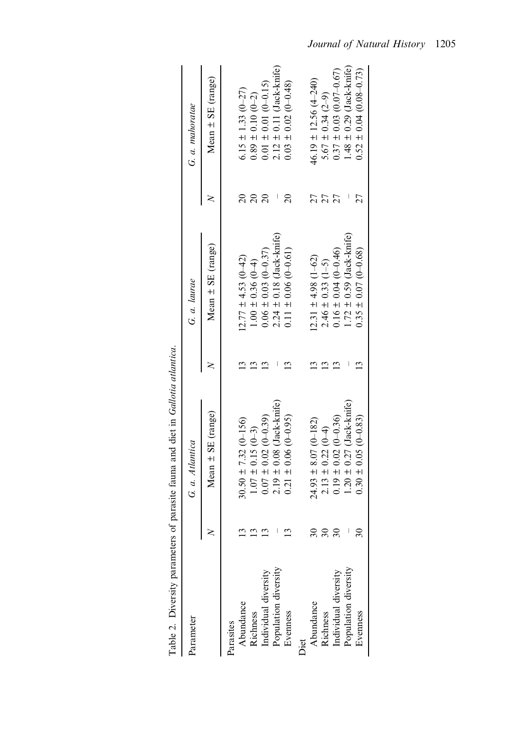Table 2. Diversity parameters of parasite fauna and diet in *Gallotia atlantica*.

| Parameter | *G. a. Atlantica* | | *G. a. laurae* | | *G. a. mahoratae* | |
|---|---|---|---|---|---|---|
| | N | Mean ± SE (range) | N | Mean ± SE (range) | N | Mean ± SE (range) |
| Parasites | | | | | | |
| Abundance | 13 | 30.50 ± 7.32 (0–156) | 13 | 12.77 ± 4.53 (0–42) | 20 | 6.15 ± 1.33 (0–27) |
| Richness | 13 | 1.07 ± 0.15 (0–3) | 13 | 1.00 ± 0.36 (0–4) | 20 | 0.89 ± 0.10 (0–2) |
| Individual diversity | 13 | 0.07 ± 0.02 (0–0.39) | 13 | 0.06 ± 0.03 (0–0.37) | 20 | 0.01 ± 0.01 (0–0.15) |
| Population diversity | – | 2.19 ± 0.08 (Jack-knife) | – | 2.24 ± 0.18 (Jack-knife) | – | 2.12 ± 0.11 (Jack-knife) |
| Evenness | 13 | 0.21 ± 0.06 (0–0.95) | 13 | 0.11 ± 0.06 (0–0.61) | 20 | 0.03 ± 0.02 (0–0.48) |
| Diet | | | | | | |
| Abundance | 30 | 24.93 ± 8.07 (0–182) | 13 | 12.31 ± 4.98 (1–62) | 27 | 46.19 ± 12.56 (4–240) |
| Richness | 30 | 2.13 ± 0.22 (0–4) | 13 | 2.46 ± 0.33 (1–5) | 27 | 5.67 ± 0.34 (2–9) |
| Individual diversity | 30 | 0.19 ± 0.02 (0–0.36) | 13 | 0.16 ± 0.04 (0–0.46) | 27 | 0.37 ± 0.03 (0.07–0.67) |
| Population diversity | – | 1.20 ± 0.27 (Jack-knife) | – | 1.72 ± 0.59 (Jack-knife) | – | 1.48 ± 0.29 (Jack-knife) |
| Evenness | 30 | 0.30 ± 0.05 (0–0.83) | 13 | 0.35 ± 0.07 (0–0.68) | 27 | 0.52 ± 0.04 (0.08–0.73) |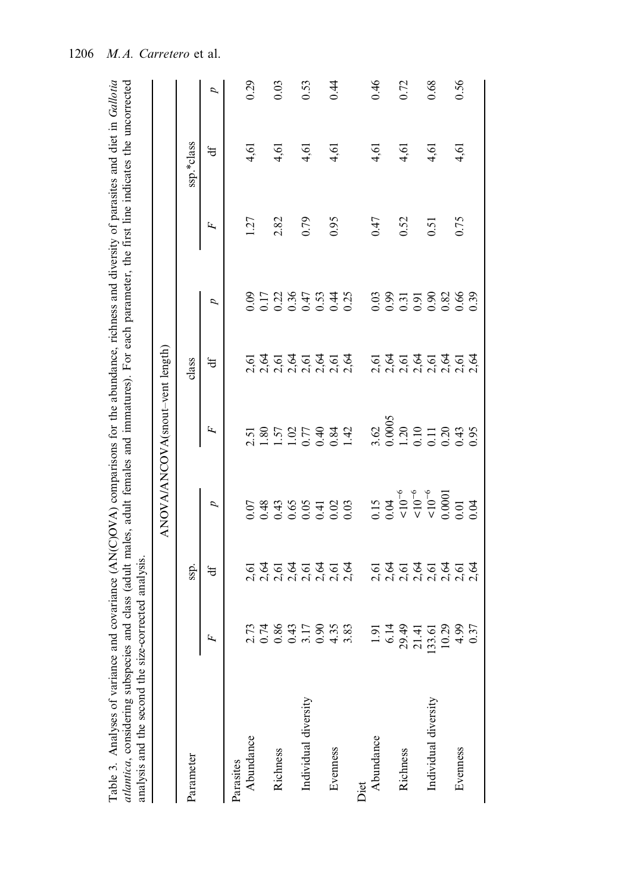Table 3. Analyses of variance and covariance (AN(C)OVA) comparisons for the abundance, richness and diversity of parasites and diet in *Gallotia atlantica*, considering subspecies and class (adult males, adult females and immatures). For each parameter, the first line indicates the uncorrected analysis and the second the size-corrected analysis.

| Parameter | ANOVA/ANCOVA(snout–vent length) | | | | | | | | |
|---|---|---|---|---|---|---|---|---|---|
| | ssp. | | | class | | | ssp.*class | | |
| | $F$ | df | $p$ | $F$ | df | $p$ | $F$ | df | $p$ |
| Parasites | | | | | | | | | |
| Abundance | 2.73 | 2,61 | 0.07 | 2.51 | 2,61 | 0.09 | 1.27 | 4,61 | 0.29 |
| | 0.74 | 2,64 | 0.48 | 1.80 | 2,64 | 0.17 | | | |
| Richness | 0.86 | 2,61 | 0.43 | 1.57 | 2,61 | 0.22 | 2.82 | 4,61 | 0.03 |
| | 0.43 | 2,64 | 0.65 | 1.02 | 2,64 | 0.36 | | | |
| Individual diversity | 3.17 | 2,61 | 0.05 | 0.77 | 2,61 | 0.47 | 0.79 | 4,61 | 0.53 |
| | 0.90 | 2,64 | 0.41 | 0.40 | 2,64 | 0.53 | | | |
| Evenness | 4.35 | 2,61 | 0.02 | 0.84 | 2,61 | 0.44 | 0.95 | 4,61 | 0.44 |
| | 3.83 | 2,64 | 0.03 | 1.42 | 2,64 | 0.25 | | | |
| Diet | | | | | | | | | |
| Abundance | 1.91 | 2,61 | 0.15 | 3.62 | 2,61 | 0.03 | 0.47 | 4,61 | 0.46 |
| | 6.14 | 2,64 | 0.04 | 0.0005 | 2,64 | 0.99 | | | |
| Richness | 29.49 | 2,61 | $<10^{-6}$ | 1.20 | 2,61 | 0.31 | 0.52 | 4,61 | 0.72 |
| | 21.41 | 2,64 | $<10^{-6}$ | 0.10 | 2,64 | 0.91 | | | |
| Individual diversity | 133.61 | 2,61 | $<10^{-6}$ | 0.11 | 2,61 | 0.90 | 0.51 | 4,61 | 0.68 |
| | 10.29 | 2,64 | 0.0001 | 0.20 | 2,64 | 0.82 | | | |
| Evenness | 4.99 | 2,61 | 0.01 | 0.43 | 2,61 | 0.66 | 0.75 | 4,61 | 0.56 |
| | 0.37 | 2,64 | 0.04 | 0.95 | 2,64 | 0.39 | | | |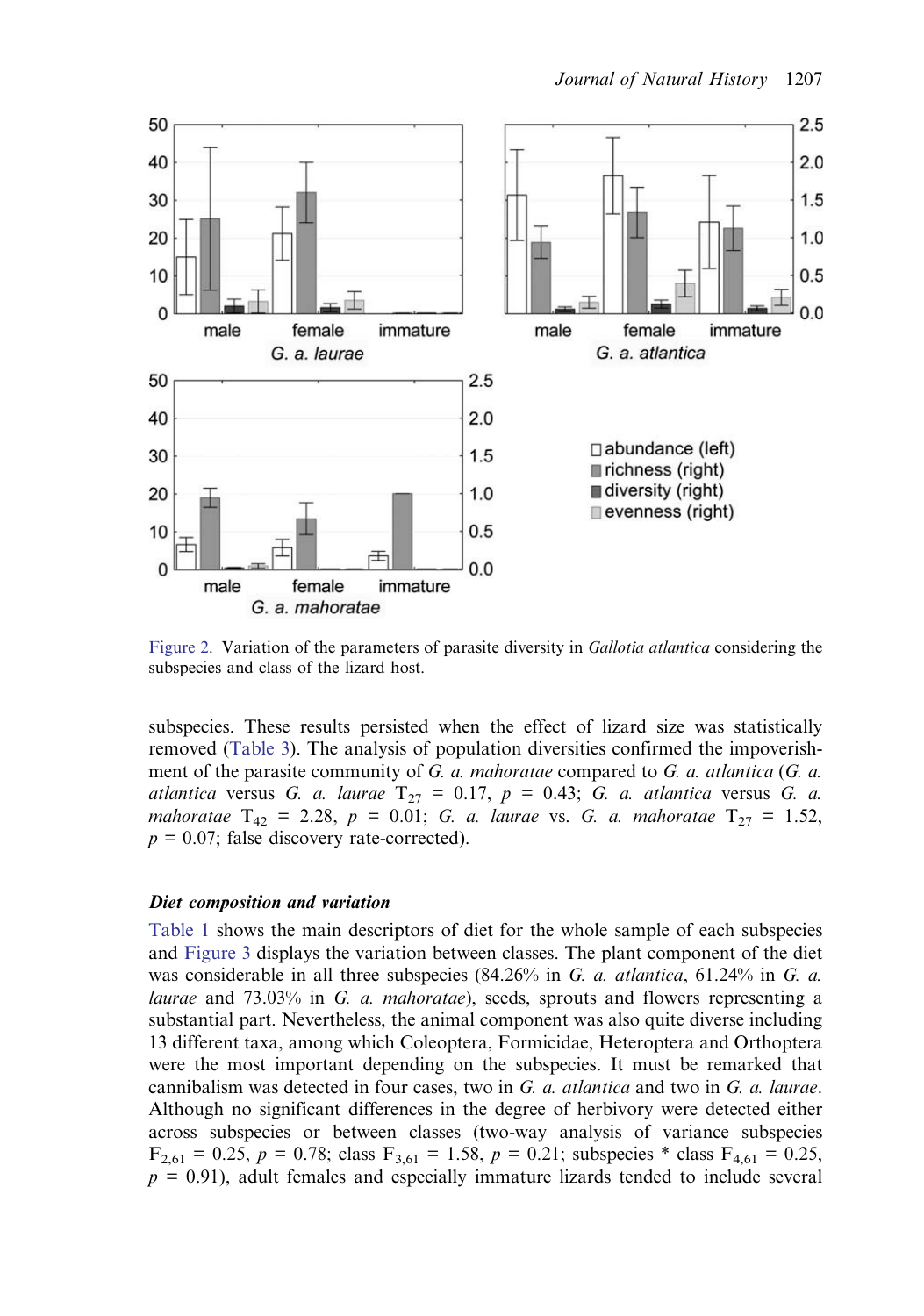Figure 2. Variation of the parameters of parasite diversity in *Gallotia atlantica* considering the subspecies and class of the lizard host.

subspecies. These results persisted when the effect of lizard size was statistically removed (Table 3). The analysis of population diversities confirmed the impoverishment of the parasite community of *G. a. mahoratae* compared to *G. a. atlantica* (*G. a. atlantica* versus *G. a. laurae* $T_{27} = 0.17$, $p = 0.43$; *G. a. atlantica* versus *G. a. mahoratae* $T_{42} = 2.28$, $p = 0.01$; *G. a. laurae* vs. *G. a. mahoratae* $T_{27} = 1.52$, $p = 0.07$; false discovery rate-corrected).

### Diet composition and variation

Table 1 shows the main descriptors of diet for the whole sample of each subspecies and Figure 3 displays the variation between classes. The plant component of the diet was considerable in all three subspecies (84.26% in *G. a. atlantica*, 61.24% in *G. a. laurae* and 73.03% in *G. a. mahoratae*), seeds, sprouts and flowers representing a substantial part. Nevertheless, the animal component was also quite diverse including 13 different taxa, among which Coleoptera, Formicidae, Heteroptera and Orthoptera were the most important depending on the subspecies. It must be remarked that cannibalism was detected in four cases, two in *G. a. atlantica* and two in *G. a. laurae*. Although no significant differences in the degree of herbivory were detected either across subspecies or between classes (two-way analysis of variance subspecies $F_{2,61} = 0.25$, $p = 0.78$; class $F_{3,61} = 1.58$, $p = 0.21$; subspecies * class $F_{4,61} = 0.25$, $p = 0.91$), adult females and especially immature lizards tended to include several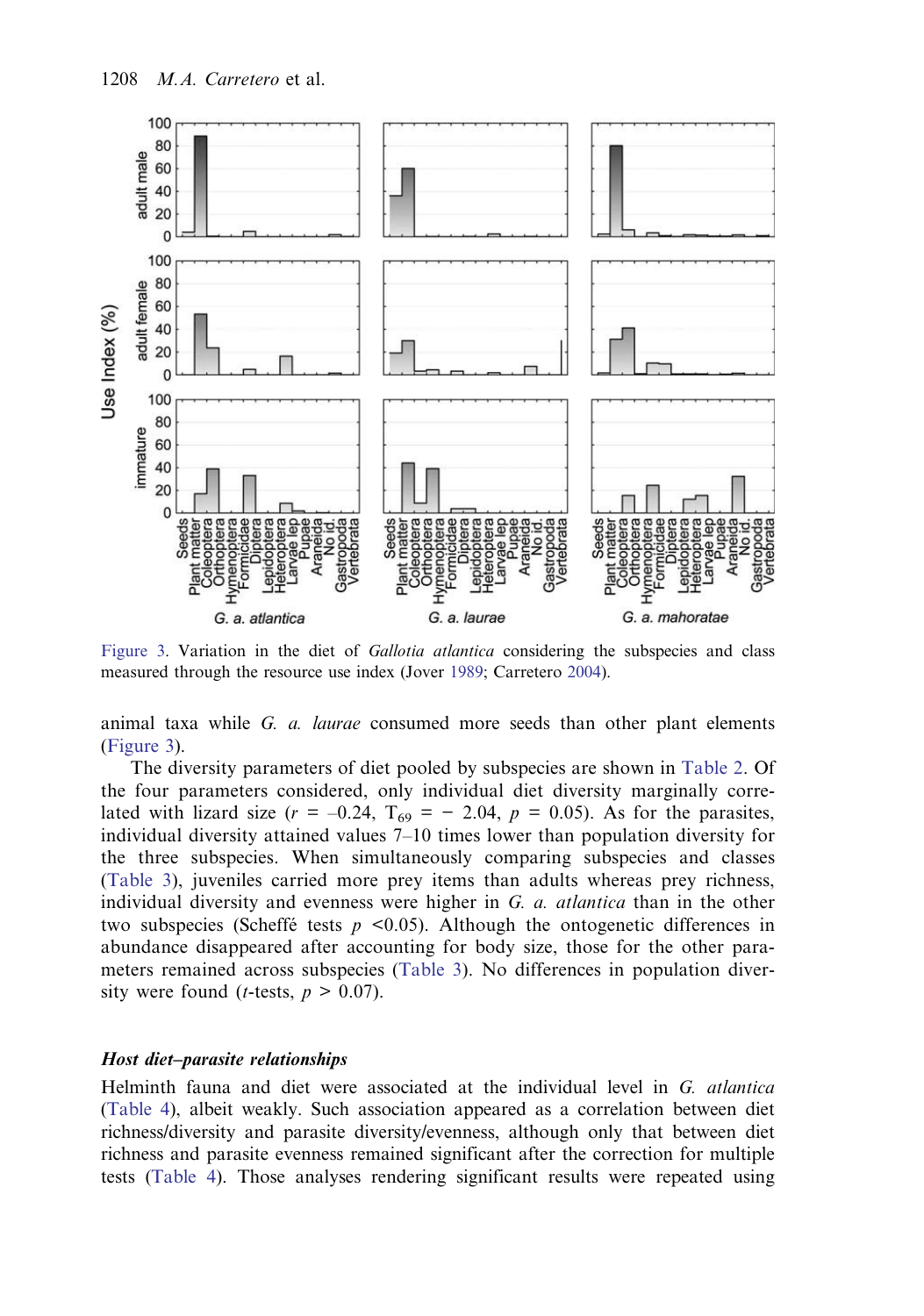Figure 3. Variation in the diet of *Gallotia atlantica* considering the subspecies and class measured through the resource use index (Jover 1989; Carretero 2004).

animal taxa while *G. a. laurae* consumed more seeds than other plant elements (Figure 3).

The diversity parameters of diet pooled by subspecies are shown in Table 2. Of the four parameters considered, only individual diet diversity marginally correlated with lizard size ($r = -0.24$, $T_{69} = -2.04$, $p = 0.05$). As for the parasites, individual diversity attained values 7–10 times lower than population diversity for the three subspecies. When simultaneously comparing subspecies and classes (Table 3), juveniles carried more prey items than adults whereas prey richness, individual diversity and evenness were higher in *G. a. atlantica* than in the other two subspecies (Scheffé tests $p < 0.05$). Although the ontogenetic differences in abundance disappeared after accounting for body size, those for the other parameters remained across subspecies (Table 3). No differences in population diversity were found (*t*-tests, $p > 0.07$).

### *Host diet–parasite relationships*

Helminth fauna and diet were associated at the individual level in *G. atlantica* (Table 4), albeit weakly. Such association appeared as a correlation between diet richness/diversity and parasite diversity/evenness, although only that between diet richness and parasite evenness remained significant after the correction for multiple tests (Table 4). Those analyses rendering significant results were repeated using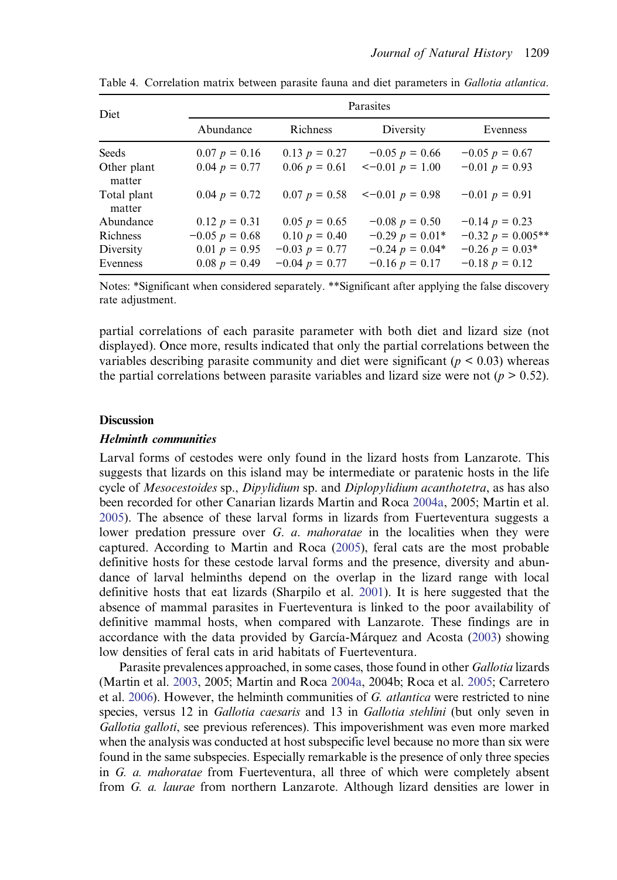Table 4. Correlation matrix between parasite fauna and diet parameters in *Gallotia atlantica*.

| Diet | Parasites | | | |
|---|---|---|---|---|
| | Abundance | Richness | Diversity | Evenness |
| Seeds | 0.07 $p = 0.16$ | 0.13 $p = 0.27$ | −0.05 $p = 0.66$ | −0.05 $p = 0.67$ |
| Other plant matter | 0.04 $p = 0.77$ | 0.06 $p = 0.61$ | <−0.01 $p = 1.00$ | −0.01 $p = 0.93$ |
| Total plant matter | 0.04 $p = 0.72$ | 0.07 $p = 0.58$ | <−0.01 $p = 0.98$ | −0.01 $p = 0.91$ |
| Abundance | 0.12 $p = 0.31$ | 0.05 $p = 0.65$ | −0.08 $p = 0.50$ | −0.14 $p = 0.23$ |
| Richness | −0.05 $p = 0.68$ | 0.10 $p = 0.40$ | −0.29 $p = 0.01$* | −0.32 $p = 0.005$** |
| Diversity | 0.01 $p = 0.95$ | −0.03 $p = 0.77$ | −0.24 $p = 0.04$* | −0.26 $p = 0.03$* |
| Evenness | 0.08 $p = 0.49$ | −0.04 $p = 0.77$ | −0.16 $p = 0.17$ | −0.18 $p = 0.12$ |

Notes: *Significant when considered separately. **Significant after applying the false discovery rate adjustment.

partial correlations of each parasite parameter with both diet and lizard size (not displayed). Once more, results indicated that only the partial correlations between the variables describing parasite community and diet were significant ($p < 0.03$) whereas the partial correlations between parasite variables and lizard size were not ($p > 0.52$).

## Discussion

### *Helminth communities*

Larval forms of cestodes were only found in the lizard hosts from Lanzarote. This suggests that lizards on this island may be intermediate or paratenic hosts in the life cycle of *Mesocestoides* sp., *Dipylidium* sp. and *Diplopylidium acanthotetra*, as has also been recorded for other Canarian lizards Martin and Roca 2004a, 2005; Martin et al. 2005). The absence of these larval forms in lizards from Fuerteventura suggests a lower predation pressure over *G. a. mahoratae* in the localities when they were captured. According to Martin and Roca (2005), feral cats are the most probable definitive hosts for these cestode larval forms and the presence, diversity and abundance of larval helminths depend on the overlap in the lizard range with local definitive hosts that eat lizards (Sharpilo et al. 2001). It is here suggested that the absence of mammal parasites in Fuerteventura is linked to the poor availability of definitive mammal hosts, when compared with Lanzarote. These findings are in accordance with the data provided by García-Márquez and Acosta (2003) showing low densities of feral cats in arid habitats of Fuerteventura.

Parasite prevalences approached, in some cases, those found in other *Gallotia* lizards (Martin et al. 2003, 2005; Martin and Roca 2004a, 2004b; Roca et al. 2005; Carretero et al. 2006). However, the helminth communities of *G. atlantica* were restricted to nine species, versus 12 in *Gallotia caesaris* and 13 in *Gallotia stehlini* (but only seven in *Gallotia galloti*, see previous references). This impoverishment was even more marked when the analysis was conducted at host subspecific level because no more than six were found in the same subspecies. Especially remarkable is the presence of only three species in *G. a. mahoratae* from Fuerteventura, all three of which were completely absent from *G. a. laurae* from northern Lanzarote. Although lizard densities are lower in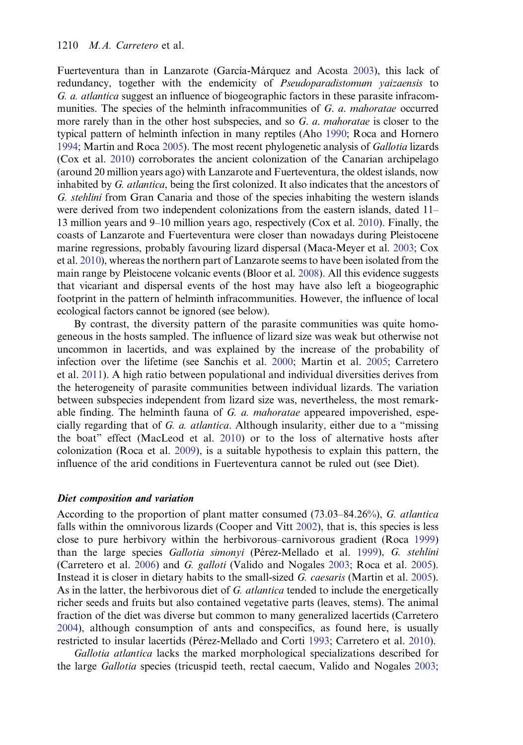Fuerteventura than in Lanzarote (García-Márquez and Acosta 2003), this lack of redundancy, together with the endemicity of *Pseudoparadistomum yaizaensis* to *G. a. atlantica* suggest an influence of biogeographic factors in these parasite infracommunities. The species of the helminth infracommunities of *G. a. mahoratae* occurred more rarely than in the other host subspecies, and so *G. a. mahoratae* is closer to the typical pattern of helminth infection in many reptiles (Aho 1990; Roca and Hornero 1994; Martin and Roca 2005). The most recent phylogenetic analysis of *Gallotia* lizards (Cox et al. 2010) corroborates the ancient colonization of the Canarian archipelago (around 20 million years ago) with Lanzarote and Fuerteventura, the oldest islands, now inhabited by *G. atlantica*, being the first colonized. It also indicates that the ancestors of *G. stehlini* from Gran Canaria and those of the species inhabiting the western islands were derived from two independent colonizations from the eastern islands, dated 11–13 million years and 9–10 million years ago, respectively (Cox et al. 2010). Finally, the coasts of Lanzarote and Fuerteventura were closer than nowadays during Pleistocene marine regressions, probably favouring lizard dispersal (Maca-Meyer et al. 2003; Cox et al. 2010), whereas the northern part of Lanzarote seems to have been isolated from the main range by Pleistocene volcanic events (Bloor et al. 2008). All this evidence suggests that vicariant and dispersal events of the host may have also left a biogeographic footprint in the pattern of helminth infracommunities. However, the influence of local ecological factors cannot be ignored (see below).

By contrast, the diversity pattern of the parasite communities was quite homogeneous in the hosts sampled. The influence of lizard size was weak but otherwise not uncommon in lacertids, and was explained by the increase of the probability of infection over the lifetime (see Sanchis et al. 2000; Martin et al. 2005; Carretero et al. 2011). A high ratio between populational and individual diversities derives from the heterogeneity of parasite communities between individual lizards. The variation between subspecies independent from lizard size was, nevertheless, the most remarkable finding. The helminth fauna of *G. a. mahoratae* appeared impoverished, especially regarding that of *G. a. atlantica*. Although insularity, either due to a "missing the boat" effect (MacLeod et al. 2010) or to the loss of alternative hosts after colonization (Roca et al. 2009), is a suitable hypothesis to explain this pattern, the influence of the arid conditions in Fuerteventura cannot be ruled out (see Diet).

### *Diet composition and variation*

According to the proportion of plant matter consumed (73.03–84.26%), *G. atlantica* falls within the omnivorous lizards (Cooper and Vitt 2002), that is, this species is less close to pure herbivory within the herbivorous–carnivorous gradient (Roca 1999) than the large species *Gallotia simonyi* (Pérez-Mellado et al. 1999), *G. stehlini* (Carretero et al. 2006) and *G. galloti* (Valido and Nogales 2003; Roca et al. 2005). Instead it is closer in dietary habits to the small-sized *G. caesaris* (Martin et al. 2005). As in the latter, the herbivorous diet of *G. atlantica* tended to include the energetically richer seeds and fruits but also contained vegetative parts (leaves, stems). The animal fraction of the diet was diverse but common to many generalized lacertids (Carretero 2004), although consumption of ants and conspecifics, as found here, is usually restricted to insular lacertids (Pérez-Mellado and Corti 1993; Carretero et al. 2010).

*Gallotia atlantica* lacks the marked morphological specializations described for the large *Gallotia* species (tricuspid teeth, rectal caecum, Valido and Nogales 2003;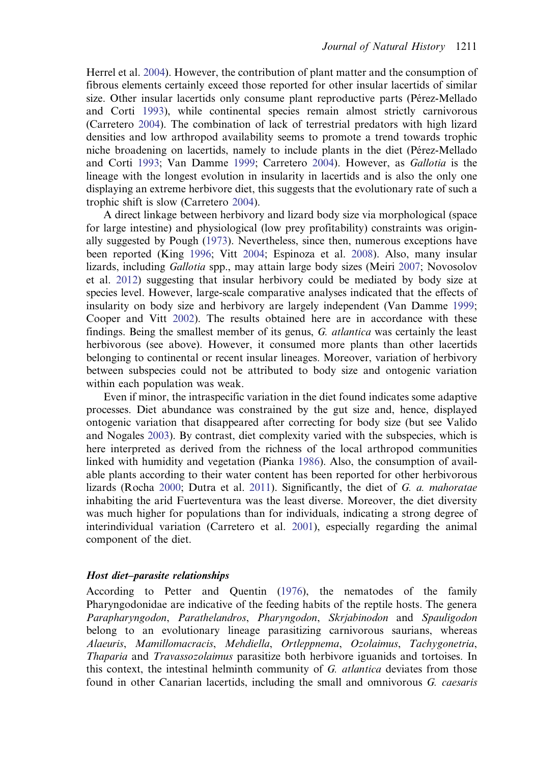Herrel et al. 2004). However, the contribution of plant matter and the consumption of fibrous elements certainly exceed those reported for other insular lacertids of similar size. Other insular lacertids only consume plant reproductive parts (Pérez-Mellado and Corti 1993), while continental species remain almost strictly carnivorous (Carretero 2004). The combination of lack of terrestrial predators with high lizard densities and low arthropod availability seems to promote a trend towards trophic niche broadening on lacertids, namely to include plants in the diet (Pérez-Mellado and Corti 1993; Van Damme 1999; Carretero 2004). However, as *Gallotia* is the lineage with the longest evolution in insularity in lacertids and is also the only one displaying an extreme herbivore diet, this suggests that the evolutionary rate of such a trophic shift is slow (Carretero 2004).

A direct linkage between herbivory and lizard body size via morphological (space for large intestine) and physiological (low prey profitability) constraints was originally suggested by Pough (1973). Nevertheless, since then, numerous exceptions have been reported (King 1996; Vitt 2004; Espinoza et al. 2008). Also, many insular lizards, including *Gallotia* spp., may attain large body sizes (Meiri 2007; Novosolov et al. 2012) suggesting that insular herbivory could be mediated by body size at species level. However, large-scale comparative analyses indicated that the effects of insularity on body size and herbivory are largely independent (Van Damme 1999; Cooper and Vitt 2002). The results obtained here are in accordance with these findings. Being the smallest member of its genus, *G. atlantica* was certainly the least herbivorous (see above). However, it consumed more plants than other lacertids belonging to continental or recent insular lineages. Moreover, variation of herbivory between subspecies could not be attributed to body size and ontogenic variation within each population was weak.

Even if minor, the intraspecific variation in the diet found indicates some adaptive processes. Diet abundance was constrained by the gut size and, hence, displayed ontogenic variation that disappeared after correcting for body size (but see Valido and Nogales 2003). By contrast, diet complexity varied with the subspecies, which is here interpreted as derived from the richness of the local arthropod communities linked with humidity and vegetation (Pianka 1986). Also, the consumption of available plants according to their water content has been reported for other herbivorous lizards (Rocha 2000; Dutra et al. 2011). Significantly, the diet of *G. a. mahoratae* inhabiting the arid Fuerteventura was the least diverse. Moreover, the diet diversity was much higher for populations than for individuals, indicating a strong degree of interindividual variation (Carretero et al. 2001), especially regarding the animal component of the diet.

### *Host diet–parasite relationships*

According to Petter and Quentin (1976), the nematodes of the family Pharyngodonidae are indicative of the feeding habits of the reptile hosts. The genera *Parapharyngodon*, *Parathelandros*, *Pharyngodon*, *Skrjabinodon* and *Spauligodon* belong to an evolutionary lineage parasitizing carnivorous saurians, whereas *Alaeuris*, *Mamillomacracis*, *Mehdiella*, *Ortleppnema*, *Ozolaimus*, *Tachygonetria*, *Thaparia* and *Travassozolaimus* parasitize both herbivore iguanids and tortoises. In this context, the intestinal helminth community of *G. atlantica* deviates from those found in other Canarian lacertids, including the small and omnivorous *G. caesaris*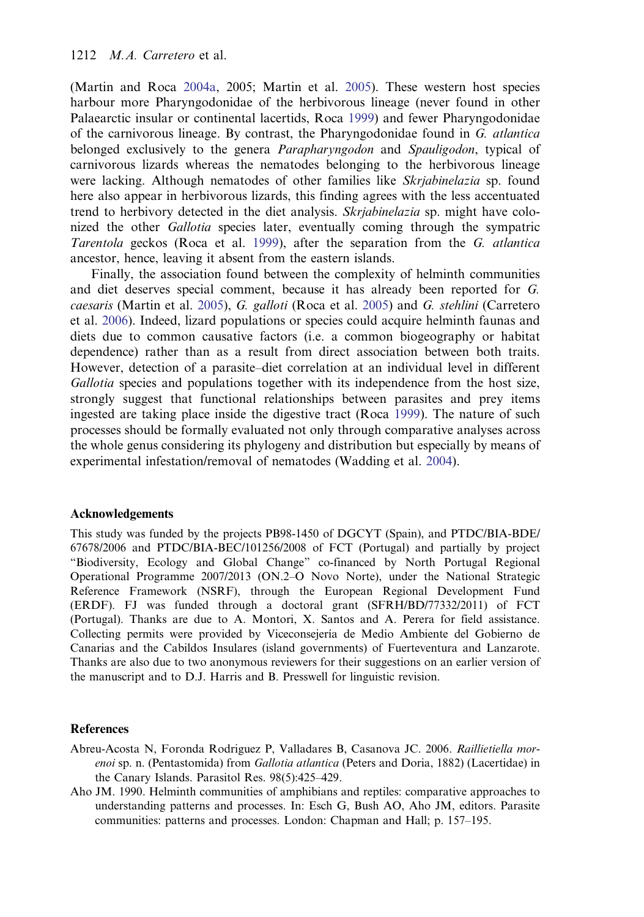(Martin and Roca 2004a, 2005; Martin et al. 2005). These western host species harbour more Pharyngodonidae of the herbivorous lineage (never found in other Palaearctic insular or continental lacertids, Roca 1999) and fewer Pharyngodonidae of the carnivorous lineage. By contrast, the Pharyngodonidae found in *G. atlantica* belonged exclusively to the genera *Parapharyngodon* and *Spauligodon*, typical of carnivorous lizards whereas the nematodes belonging to the herbivorous lineage were lacking. Although nematodes of other families like *Skrjabinelazia* sp. found here also appear in herbivorous lizards, this finding agrees with the less accentuated trend to herbivory detected in the diet analysis. *Skrjabinelazia* sp. might have colonized the other *Gallotia* species later, eventually coming through the sympatric *Tarentola* geckos (Roca et al. 1999), after the separation from the *G. atlantica* ancestor, hence, leaving it absent from the eastern islands.

Finally, the association found between the complexity of helminth communities and diet deserves special comment, because it has already been reported for *G. caesaris* (Martin et al. 2005), *G. galloti* (Roca et al. 2005) and *G. stehlini* (Carretero et al. 2006). Indeed, lizard populations or species could acquire helminth faunas and diets due to common causative factors (i.e. a common biogeography or habitat dependence) rather than as a result from direct association between both traits. However, detection of a parasite–diet correlation at an individual level in different *Gallotia* species and populations together with its independence from the host size, strongly suggest that functional relationships between parasites and prey items ingested are taking place inside the digestive tract (Roca 1999). The nature of such processes should be formally evaluated not only through comparative analyses across the whole genus considering its phylogeny and distribution but especially by means of experimental infestation/removal of nematodes (Wadding et al. 2004).

## Acknowledgements

This study was funded by the projects PB98-1450 of DGCYT (Spain), and PTDC/BIA-BDE/67678/2006 and PTDC/BIA-BEC/101256/2008 of FCT (Portugal) and partially by project "Biodiversity, Ecology and Global Change" co-financed by North Portugal Regional Operational Programme 2007/2013 (ON.2–O Novo Norte), under the National Strategic Reference Framework (NSRF), through the European Regional Development Fund (ERDF). FJ was funded through a doctoral grant (SFRH/BD/77332/2011) of FCT (Portugal). Thanks are due to A. Montori, X. Santos and A. Perera for field assistance. Collecting permits were provided by Viceconsejería de Medio Ambiente del Gobierno de Canarias and the Cabildos Insulares (island governments) of Fuerteventura and Lanzarote. Thanks are also due to two anonymous reviewers for their suggestions on an earlier version of the manuscript and to D.J. Harris and B. Presswell for linguistic revision.

## References

Abreu-Acosta N, Foronda Rodriguez P, Valladares B, Casanova JC. 2006. *Raillietiella morenoi* sp. n. (Pentastomida) from *Gallotia atlantica* (Peters and Doria, 1882) (Lacertidae) in the Canary Islands. Parasitol Res. 98(5):425–429.

Aho JM. 1990. Helminth communities of amphibians and reptiles: comparative approaches to understanding patterns and processes. In: Esch G, Bush AO, Aho JM, editors. Parasite communities: patterns and processes. London: Chapman and Hall; p. 157–195.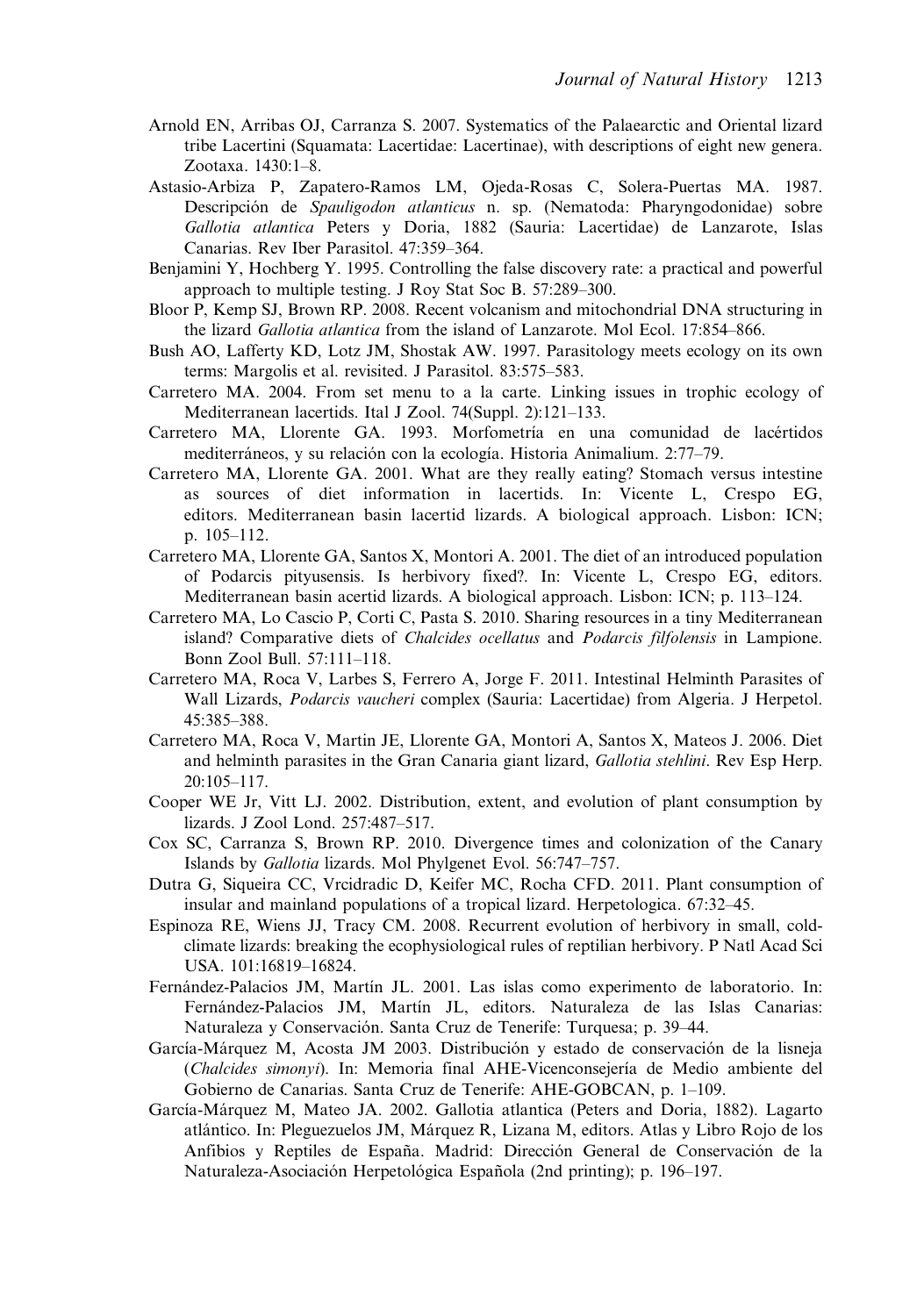Arnold EN, Arribas OJ, Carranza S. 2007. Systematics of the Palaearctic and Oriental lizard tribe Lacertini (Squamata: Lacertidae: Lacertinae), with descriptions of eight new genera. Zootaxa. 1430:1–8.

Astasio-Arbiza P, Zapatero-Ramos LM, Ojeda-Rosas C, Solera-Puertas MA. 1987. Descripción de *Spauligodon atlanticus* n. sp. (Nematoda: Pharyngodonidae) sobre *Gallotia atlantica* Peters y Doria, 1882 (Sauria: Lacertidae) de Lanzarote, Islas Canarias. Rev Iber Parasitol. 47:359–364.

Benjamini Y, Hochberg Y. 1995. Controlling the false discovery rate: a practical and powerful approach to multiple testing. J Roy Stat Soc B. 57:289–300.

Bloor P, Kemp SJ, Brown RP. 2008. Recent volcanism and mitochondrial DNA structuring in the lizard *Gallotia atlantica* from the island of Lanzarote. Mol Ecol. 17:854–866.

Bush AO, Lafferty KD, Lotz JM, Shostak AW. 1997. Parasitology meets ecology on its own terms: Margolis et al. revisited. J Parasitol. 83:575–583.

Carretero MA. 2004. From set menu to a la carte. Linking issues in trophic ecology of Mediterranean lacertids. Ital J Zool. 74(Suppl. 2):121–133.

Carretero MA, Llorente GA. 1993. Morfometría en una comunidad de lacértidos mediterráneos, y su relación con la ecología. Historia Animalium. 2:77–79.

Carretero MA, Llorente GA. 2001. What are they really eating? Stomach versus intestine as sources of diet information in lacertids. In: Vicente L, Crespo EG, editors. Mediterranean basin lacertid lizards. A biological approach. Lisbon: ICN; p. 105–112.

Carretero MA, Llorente GA, Santos X, Montori A. 2001. The diet of an introduced population of Podarcis pityusensis. Is herbivory fixed?. In: Vicente L, Crespo EG, editors. Mediterranean basin lacertid lizards. A biological approach. Lisbon: ICN; p. 113–124.

Carretero MA, Lo Cascio P, Corti C, Pasta S. 2010. Sharing resources in a tiny Mediterranean island? Comparative diets of *Chalcides ocellatus* and *Podarcis filfolensis* in Lampione. Bonn Zool Bull. 57:111–118.

Carretero MA, Roca V, Larbes S, Ferrero A, Jorge F. 2011. Intestinal Helminth Parasites of Wall Lizards, *Podarcis vaucheri* complex (Sauria: Lacertidae) from Algeria. J Herpetol. 45:385–388.

Carretero MA, Roca V, Martin JE, Llorente GA, Montori A, Santos X, Mateos J. 2006. Diet and helminth parasites in the Gran Canaria giant lizard, *Gallotia stehlini*. Rev Esp Herp. 20:105–117.

Cooper WE Jr, Vitt LJ. 2002. Distribution, extent, and evolution of plant consumption by lizards. J Zool Lond. 257:487–517.

Cox SC, Carranza S, Brown RP. 2010. Divergence times and colonization of the Canary Islands by *Gallotia* lizards. Mol Phylgenet Evol. 56:747–757.

Dutra G, Siqueira CC, Vrcidradic D, Keifer MC, Rocha CFD. 2011. Plant consumption of insular and mainland populations of a tropical lizard. Herpetologica. 67:32–45.

Espinoza RE, Wiens JJ, Tracy CM. 2008. Recurrent evolution of herbivory in small, cold-climate lizards: breaking the ecophysiological rules of reptilian herbivory. P Natl Acad Sci USA. 101:16819–16824.

Fernández-Palacios JM, Martín JL. 2001. Las islas como experimento de laboratorio. In: Fernández-Palacios JM, Martín JL, editors. Naturaleza de las Islas Canarias: Naturaleza y Conservación. Santa Cruz de Tenerife: Turquesa; p. 39–44.

García-Márquez M, Acosta JM 2003. Distribución y estado de conservación de la lisneja (*Chalcides simonyi*). In: Memoria final AHE-Vicenconsejería de Medio ambiente del Gobierno de Canarias. Santa Cruz de Tenerife: AHE-GOBCAN, p. 1–109.

García-Márquez M, Mateo JA. 2002. Gallotia atlantica (Peters and Doria, 1882). Lagarto atlántico. In: Pleguezuelos JM, Márquez R, Lizana M, editors. Atlas y Libro Rojo de los Anfibios y Reptiles de España. Madrid: Dirección General de Conservación de la Naturaleza-Asociación Herpetológica Española (2nd printing); p. 196–197.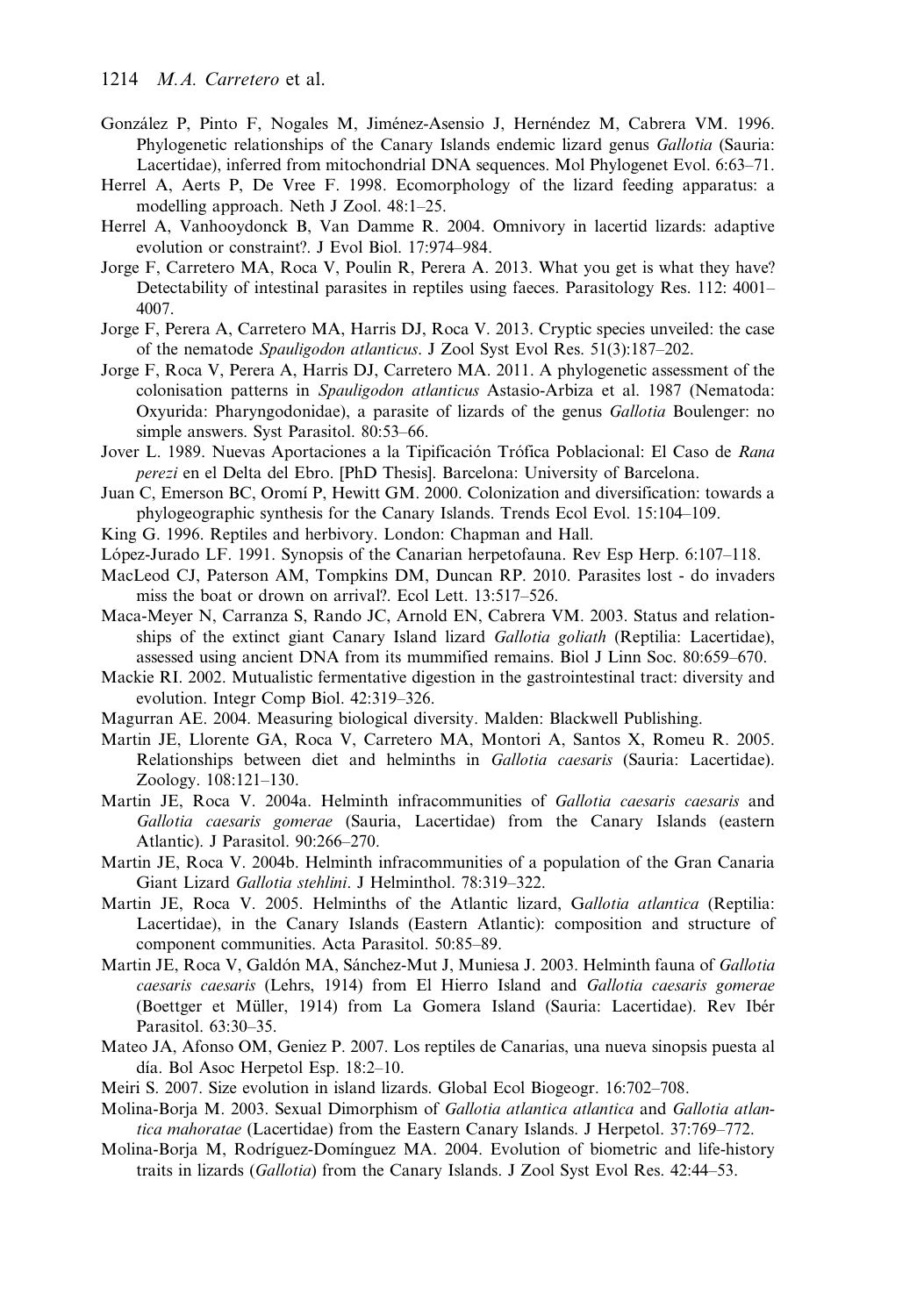González P, Pinto F, Nogales M, Jiménez-Asensio J, Hernéndez M, Cabrera VM. 1996. Phylogenetic relationships of the Canary Islands endemic lizard genus *Gallotia* (Sauria: Lacertidae), inferred from mitochondrial DNA sequences. Mol Phylogenet Evol. 6:63–71.

Herrel A, Aerts P, De Vree F. 1998. Ecomorphology of the lizard feeding apparatus: a modelling approach. Neth J Zool. 48:1–25.

Herrel A, Vanhooydonck B, Van Damme R. 2004. Omnivory in lacertid lizards: adaptive evolution or constraint?. J Evol Biol. 17:974–984.

Jorge F, Carretero MA, Roca V, Poulin R, Perera A. 2013. What you get is what they have? Detectability of intestinal parasites in reptiles using faeces. Parasitology Res. 112: 4001–4007.

Jorge F, Perera A, Carretero MA, Harris DJ, Roca V. 2013. Cryptic species unveiled: the case of the nematode *Spauligodon atlanticus*. J Zool Syst Evol Res. 51(3):187–202.

Jorge F, Roca V, Perera A, Harris DJ, Carretero MA. 2011. A phylogenetic assessment of the colonisation patterns in *Spauligodon atlanticus* Astasio-Arbiza et al. 1987 (Nematoda: Oxyurida: Pharyngodonidae), a parasite of lizards of the genus *Gallotia* Boulenger: no simple answers. Syst Parasitol. 80:53–66.

Jover L. 1989. Nuevas Aportaciones a la Tipificación Trófica Poblacional: El Caso de *Rana perezi* en el Delta del Ebro. [PhD Thesis]. Barcelona: University of Barcelona.

Juan C, Emerson BC, Oromí P, Hewitt GM. 2000. Colonization and diversification: towards a phylogeographic synthesis for the Canary Islands. Trends Ecol Evol. 15:104–109.

King G. 1996. Reptiles and herbivory. London: Chapman and Hall.

López-Jurado LF. 1991. Synopsis of the Canarian herpetofauna. Rev Esp Herp. 6:107–118.

MacLeod CJ, Paterson AM, Tompkins DM, Duncan RP. 2010. Parasites lost - do invaders miss the boat or drown on arrival?. Ecol Lett. 13:517–526.

Maca-Meyer N, Carranza S, Rando JC, Arnold EN, Cabrera VM. 2003. Status and relationships of the extinct giant Canary Island lizard *Gallotia goliath* (Reptilia: Lacertidae), assessed using ancient DNA from its mummified remains. Biol J Linn Soc. 80:659–670.

Mackie RI. 2002. Mutualistic fermentative digestion in the gastrointestinal tract: diversity and evolution. Integr Comp Biol. 42:319–326.

Magurran AE. 2004. Measuring biological diversity. Malden: Blackwell Publishing.

Martin JE, Llorente GA, Roca V, Carretero MA, Montori A, Santos X, Romeu R. 2005. Relationships between diet and helminths in *Gallotia caesaris* (Sauria: Lacertidae). Zoology. 108:121–130.

Martin JE, Roca V. 2004a. Helminth infracommunities of *Gallotia caesaris caesaris* and *Gallotia caesaris gomerae* (Sauria, Lacertidae) from the Canary Islands (eastern Atlantic). J Parasitol. 90:266–270.

Martin JE, Roca V. 2004b. Helminth infracommunities of a population of the Gran Canaria Giant Lizard *Gallotia stehlini*. J Helminthol. 78:319–322.

Martin JE, Roca V. 2005. Helminths of the Atlantic lizard, *Gallotia atlantica* (Reptilia: Lacertidae), in the Canary Islands (Eastern Atlantic): composition and structure of component communities. Acta Parasitol. 50:85–89.

Martin JE, Roca V, Galdón MA, Sánchez-Mut J, Muniesa J. 2003. Helminth fauna of *Gallotia caesaris caesaris* (Lehrs, 1914) from El Hierro Island and *Gallotia caesaris gomerae* (Boettger et Müller, 1914) from La Gomera Island (Sauria: Lacertidae). Rev Ibér Parasitol. 63:30–35.

Mateo JA, Afonso OM, Geniez P. 2007. Los reptiles de Canarias, una nueva sinopsis puesta al día. Bol Asoc Herpetol Esp. 18:2–10.

Meiri S. 2007. Size evolution in island lizards. Global Ecol Biogeogr. 16:702–708.

Molina-Borja M. 2003. Sexual Dimorphism of *Gallotia atlantica atlantica* and *Gallotia atlantica mahoratae* (Lacertidae) from the Eastern Canary Islands. J Herpetol. 37:769–772.

Molina-Borja M, Rodríguez-Domínguez MA. 2004. Evolution of biometric and life-history traits in lizards (*Gallotia*) from the Canary Islands. J Zool Syst Evol Res. 42:44–53.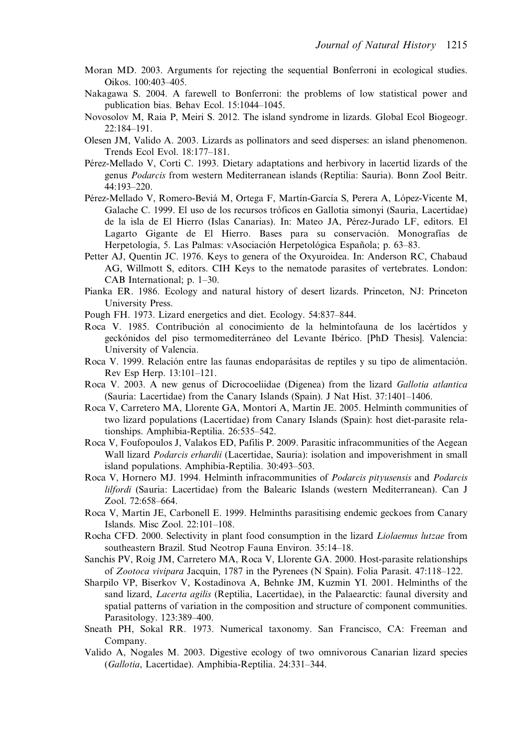Moran MD. 2003. Arguments for rejecting the sequential Bonferroni in ecological studies. Oikos. 100:403–405.

Nakagawa S. 2004. A farewell to Bonferroni: the problems of low statistical power and publication bias. Behav Ecol. 15:1044–1045.

Novosolov M, Raia P, Meiri S. 2012. The island syndrome in lizards. Global Ecol Biogeogr. 22:184–191.

Olesen JM, Valido A. 2003. Lizards as pollinators and seed disperses: an island phenomenon. Trends Ecol Evol. 18:177–181.

Pérez-Mellado V, Corti C. 1993. Dietary adaptations and herbivory in lacertid lizards of the genus *Podarcis* from western Mediterranean islands (Reptilia: Sauria). Bonn Zool Beitr. 44:193–220.

Pérez-Mellado V, Romero-Beviá M, Ortega F, Martín-García S, Perera A, López-Vicente M, Galache C. 1999. El uso de los recursos tróficos en Gallotia simonyi (Sauria, Lacertidae) de la isla de El Hierro (Islas Canarias). In: Mateo JA, Pérez-Jurado LF, editors. El Lagarto Gigante de El Hierro. Bases para su conservación. Monografías de Herpetología, 5. Las Palmas: vAsociación Herpetológica Española; p. 63–83.

Petter AJ, Quentin JC. 1976. Keys to genera of the Oxyuroidea. In: Anderson RC, Chabaud AG, Willmott S, editors. CIH Keys to the nematode parasites of vertebrates. London: CAB International; p. 1–30.

Pianka ER. 1986. Ecology and natural history of desert lizards. Princeton, NJ: Princeton University Press.

Pough FH. 1973. Lizard energetics and diet. Ecology. 54:837–844.

Roca V. 1985. Contribución al conocimiento de la helmintofauna de los lacértidos y geckónidos del piso termomediterráneo del Levante Ibérico. [PhD Thesis]. Valencia: University of Valencia.

Roca V. 1999. Relación entre las faunas endoparásitas de reptiles y su tipo de alimentación. Rev Esp Herp. 13:101–121.

Roca V. 2003. A new genus of Dicrocoeliidae (Digenea) from the lizard *Gallotia atlantica* (Sauria: Lacertidae) from the Canary Islands (Spain). J Nat Hist. 37:1401–1406.

Roca V, Carretero MA, Llorente GA, Montori A, Martin JE. 2005. Helminth communities of two lizard populations (Lacertidae) from Canary Islands (Spain): host diet-parasite relationships. Amphibia-Reptilia. 26:535–542.

Roca V, Foufopoulos J, Valakos ED, Pafilis P. 2009. Parasitic infracommunities of the Aegean Wall lizard *Podarcis erhardii* (Lacertidae, Sauria): isolation and impoverishment in small island populations. Amphibia-Reptilia. 30:493–503.

Roca V, Hornero MJ. 1994. Helminth infracommunities of *Podarcis pityusensis* and *Podarcis lilfordi* (Sauria: Lacertidae) from the Balearic Islands (western Mediterranean). Can J Zool. 72:658–664.

Roca V, Martin JE, Carbonell E. 1999. Helminths parasitising endemic geckoes from Canary Islands. Misc Zool. 22:101–108.

Rocha CFD. 2000. Selectivity in plant food consumption in the lizard *Liolaemus lutzae* from southeastern Brazil. Stud Neotrop Fauna Environ. 35:14–18.

Sanchis PV, Roig JM, Carretero MA, Roca V, Llorente GA. 2000. Host-parasite relationships of *Zootoca vivipara* Jacquin, 1787 in the Pyrenees (N Spain). Folia Parasit. 47:118–122.

Sharpilo VP, Biserkov V, Kostadinova A, Behnke JM, Kuzmin YI. 2001. Helminths of the sand lizard, *Lacerta agilis* (Reptilia, Lacertidae), in the Palaearctic: faunal diversity and spatial patterns of variation in the composition and structure of component communities. Parasitology. 123:389–400.

Sneath PH, Sokal RR. 1973. Numerical taxonomy. San Francisco, CA: Freeman and Company.

Valido A, Nogales M. 2003. Digestive ecology of two omnivorous Canarian lizard species (*Gallotia*, Lacertidae). Amphibia-Reptilia. 24:331–344.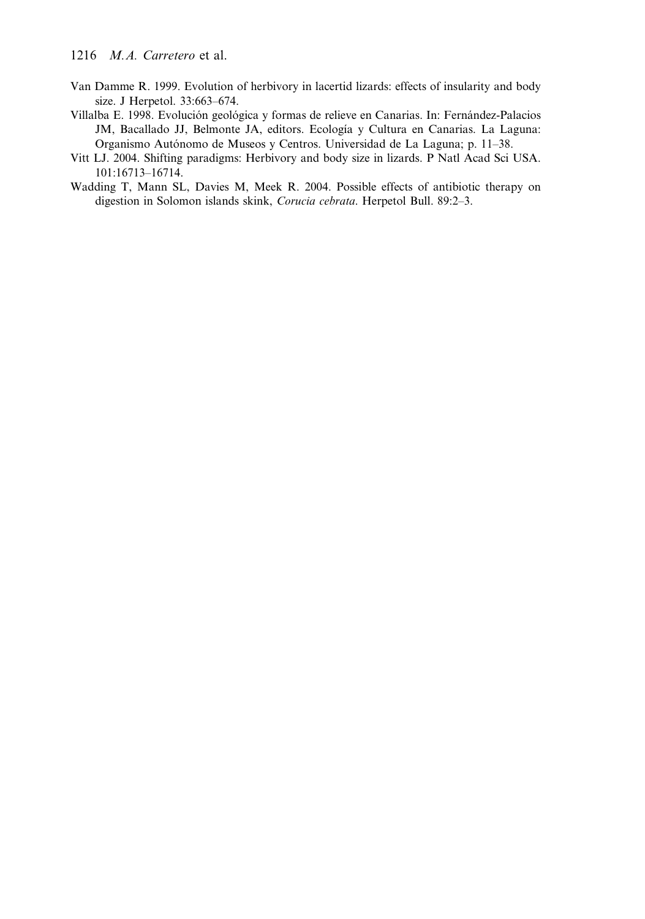Van Damme R. 1999. Evolution of herbivory in lacertid lizards: effects of insularity and body size. J Herpetol. 33:663–674.

Villalba E. 1998. Evolución geológica y formas de relieve en Canarias. In: Fernández-Palacios JM, Bacallado JJ, Belmonte JA, editors. Ecología y Cultura en Canarias. La Laguna: Organismo Autónomo de Museos y Centros. Universidad de La Laguna; p. 11–38.

Vitt LJ. 2004. Shifting paradigms: Herbivory and body size in lizards. P Natl Acad Sci USA. 101:16713–16714.

Wadding T, Mann SL, Davies M, Meek R. 2004. Possible effects of antibiotic therapy on digestion in Solomon islands skink, *Corucia cebrata*. Herpetol Bull. 89:2–3.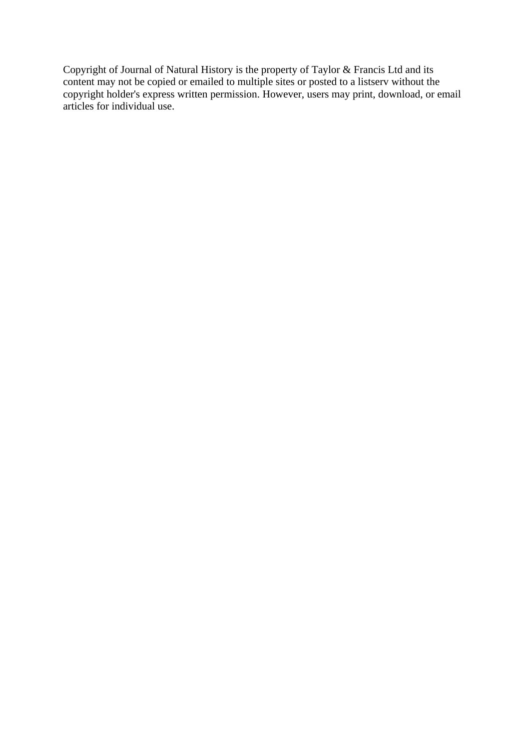Copyright of Journal of Natural History is the property of Taylor & Francis Ltd and its content may not be copied or emailed to multiple sites or posted to a listserv without the copyright holder's express written permission. However, users may print, download, or email articles for individual use.